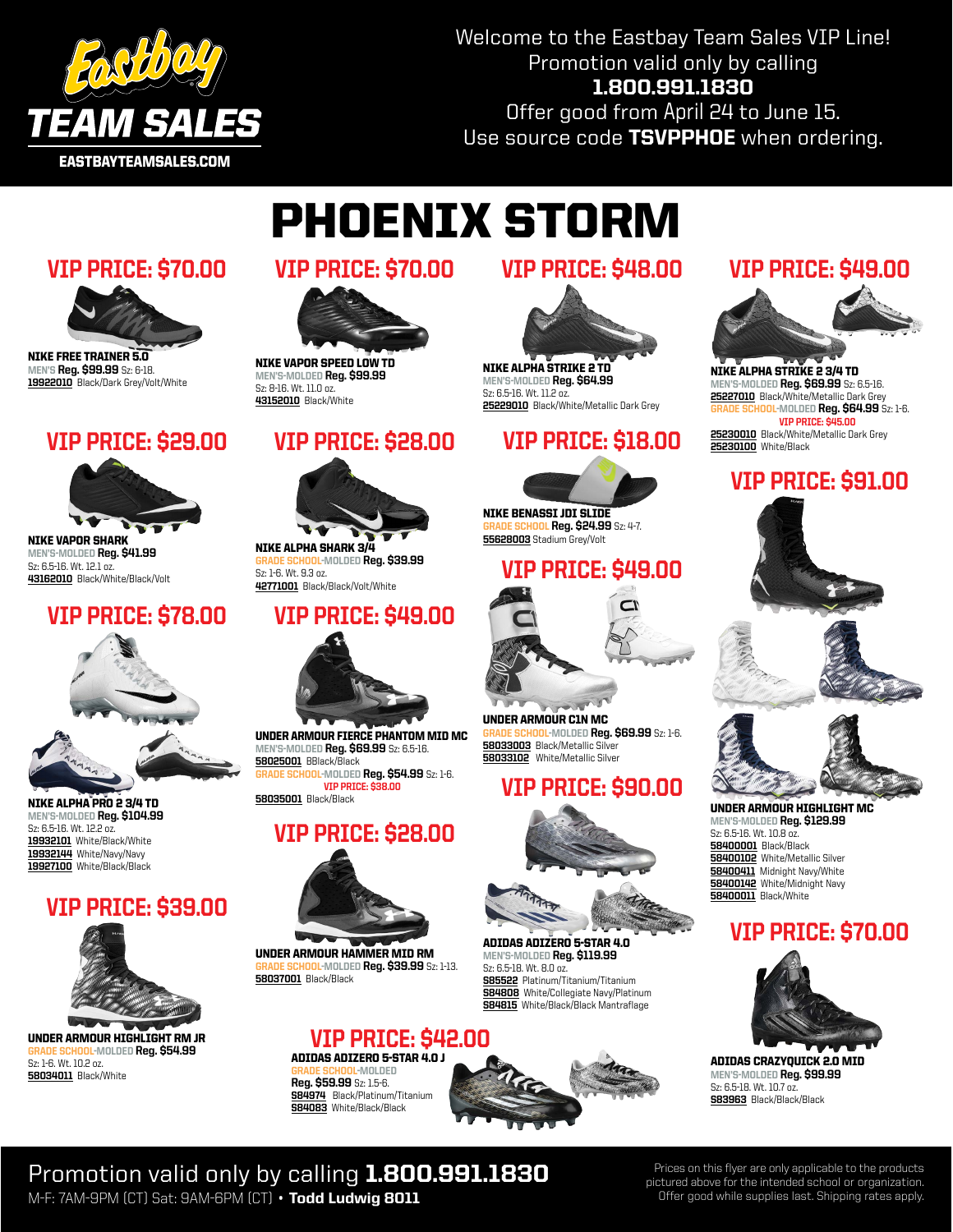Eastbay TEAM SALES
EASTBAYTEAMSALES.COM

Welcome to the Eastbay Team Sales VIP Line!
Promotion valid only by calling
**1.800.991.1830**
Offer good from April 24 to June 15.
Use source code **TSVPPHOE** when ordering.

# PHOENIX STORM

## VIP PRICE: $70.00

**NIKE FREE TRAINER 5.0**
MEN'S **Reg. $99.99** Sz: 6-18.
19922010 Black/Dark Grey/Volt/White

## VIP PRICE: $29.00

**NIKE VAPOR SHARK**
MEN'S-MOLDED **Reg. $41.99**
Sz: 6.5-16. Wt. 12.1 oz.
43162010 Black/White/Black/Volt

## VIP PRICE: $78.00

**NIKE ALPHA PRO 2 3/4 TD**
MEN'S-MOLDED **Reg. $104.99**
Sz: 6.5-16. Wt. 12.2 oz.
19932101 White/Black/White
19932144 White/Navy/Navy
19927100 White/Black/Black

## VIP PRICE: $39.00

**UNDER ARMOUR HIGHLIGHT RM JR**
GRADE SCHOOL-MOLDED **Reg. $54.99**
Sz: 1-6. Wt. 10.2 oz.
58034011 Black/White

## VIP PRICE: $70.00

**NIKE VAPOR SPEED LOW TD**
MEN'S-MOLDED **Reg. $99.99**
Sz: 8-16. Wt. 11.0 oz.
43152010 Black/White

## VIP PRICE: $28.00

**NIKE ALPHA SHARK 3/4**
GRADE SCHOOL-MOLDED **Reg. $39.99**
Sz: 1-6. Wt. 9.3 oz.
42771001 Black/Black/Volt/White

## VIP PRICE: $49.00

**UNDER ARMOUR FIERCE PHANTOM MID MC**
MEN'S-MOLDED **Reg. $69.99** Sz: 6.5-16.
58025001 BBlack/Black
GRADE SCHOOL-MOLDED **Reg. $54.99** Sz: 1-6.
VIP PRICE: $38.00
58035001 Black/Black

## VIP PRICE: $28.00

**UNDER ARMOUR HAMMER MID RM**
GRADE SCHOOL-MOLDED **Reg. $39.99** Sz: 1-13.
58037001 Black/Black

## VIP PRICE: $48.00

**NIKE ALPHA STRIKE 2 TD**
MEN'S-MOLDED **Reg. $64.99**
Sz: 6.5-16. Wt. 11.2 oz.
25229010 Black/White/Metallic Dark Grey

## VIP PRICE: $18.00

**NIKE BENASSI JDI SLIDE**
GRADE SCHOOL **Reg. $24.99** Sz: 4-7.
55628003 Stadium Grey/Volt

## VIP PRICE: $49.00

**UNDER ARMOUR C1N MC**
GRADE SCHOOL-MOLDED **Reg. $69.99** Sz: 1-6.
58033003 Black/Metallic Silver
58033102 White/Metallic Silver

## VIP PRICE: $90.00

**ADIDAS ADIZERO 5-STAR 4.0**
MEN'S-MOLDED **Reg. $119.99**
Sz: 6.5-18. Wt. 8.0 oz.
S85522 Platinum/Titanium/Titanium
S84808 White/Collegiate Navy/Platinum
S84815 White/Black/Black Mantraflage

## VIP PRICE: $42.00

**ADIDAS ADIZERO 5-STAR 4.0 J**
GRADE SCHOOL-MOLDED
**Reg. $59.99** Sz: 1.5-6.
S84974 Black/Platinum/Titanium
S84083 White/Black/Black

## VIP PRICE: $49.00

**NIKE ALPHA STRIKE 2 3/4 TD**
MEN'S-MOLDED **Reg. $69.99** Sz: 6.5-16.
25227010 Black/White/Metallic Dark Grey
GRADE SCHOOL-MOLDED **Reg. $64.99** Sz: 1-6.
VIP PRICE: $45.00
25230010 Black/White/Metallic Dark Grey
25230100 White/Black

## VIP PRICE: $91.00

**UNDER ARMOUR HIGHLIGHT MC**
MEN'S-MOLDED **Reg. $129.99**
Sz: 6.5-16. Wt. 10.8 oz.
58400001 Black/Black
58400102 White/Metallic Silver
58400411 Midnight Navy/White
58400142 White/Midnight Navy
58400011 Black/White

## VIP PRICE: $70.00

**ADIDAS CRAZYQUICK 2.0 MID**
MEN'S-MOLDED **Reg. $99.99**
Sz: 6.5-18. Wt. 10.7 oz.
S83963 Black/Black/Black

Promotion valid only by calling **1.800.991.1830**
M-F: 7AM-9PM (CT) Sat: 9AM-6PM (CT) • **Todd Ludwig 8011**

Prices on this flyer are only applicable to the products pictured above for the intended school or organization. Offer good while supplies last. Shipping rates apply.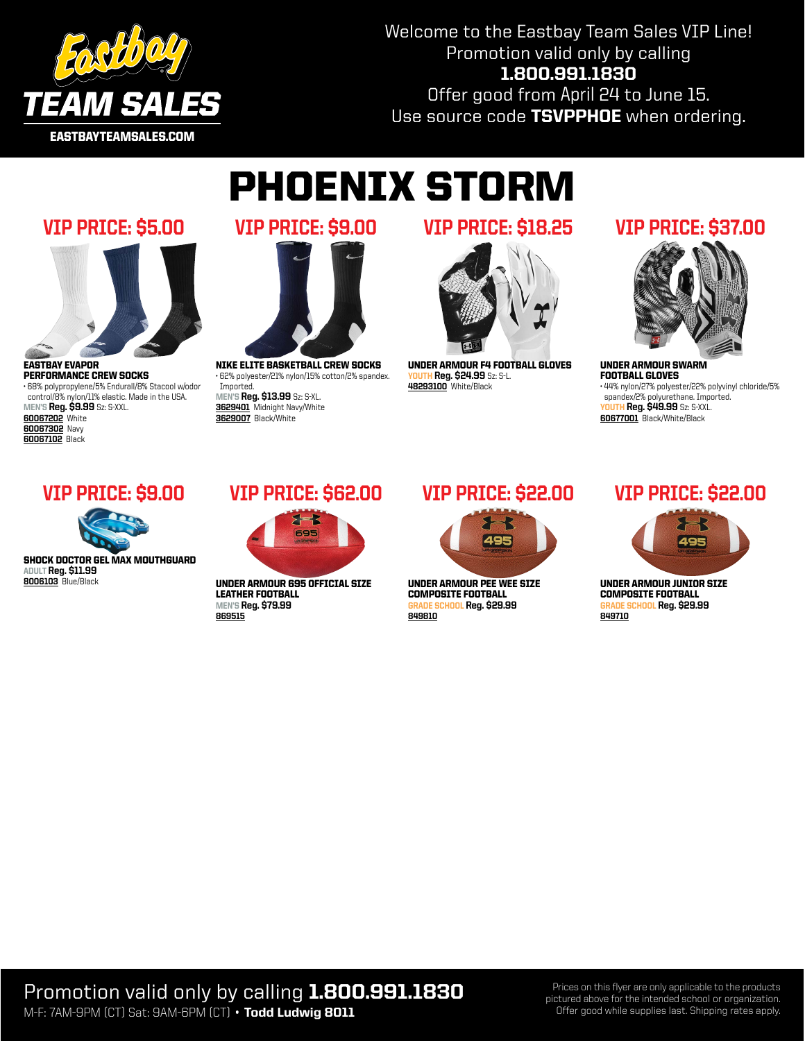**Eastbay TEAM SALES**
**EASTBAYTEAMSALES.COM**

Welcome to the Eastbay Team Sales VIP Line!
Promotion valid only by calling
**1.800.991.1830**
Offer good from April 24 to June 15.
Use source code **TSVPPHOE** when ordering.

# PHOENIX STORM

## VIP PRICE: $5.00

**EASTBAY EVAPOR PERFORMANCE CREW SOCKS**
• 68% polypropylene/5% Endurall/8% Stacool w/odor control/8% nylon/11% elastic. Made in the USA.
MEN'S **Reg. $9.99** Sz: S-XXL.
60067202 White
60067302 Navy
60067102 Black

## VIP PRICE: $9.00

**NIKE ELITE BASKETBALL CREW SOCKS**
• 62% polyester/21% nylon/15% cotton/2% spandex. Imported.
MEN'S **Reg. $13.99** Sz: S-XL.
3629401 Midnight Navy/White
3629007 Black/White

## VIP PRICE: $18.25

**UNDER ARMOUR F4 FOOTBALL GLOVES**
YOUTH **Reg. $24.99** Sz: S-L.
48293100 White/Black

## VIP PRICE: $37.00

**UNDER ARMOUR SWARM FOOTBALL GLOVES**
• 44% nylon/27% polyester/22% polyvinyl chloride/5% spandex/2% polyurethane. Imported.
YOUTH **Reg. $49.99** Sz: S-XXL.
60677001 Black/White/Black

## VIP PRICE: $9.00

**SHOCK DOCTOR GEL MAX MOUTHGUARD**
ADULT **Reg. $11.99**
8006103 Blue/Black

## VIP PRICE: $62.00

**UNDER ARMOUR 695 OFFICIAL SIZE LEATHER FOOTBALL**
MEN'S **Reg. $79.99**
869515

## VIP PRICE: $22.00

**UNDER ARMOUR PEE WEE SIZE COMPOSITE FOOTBALL**
GRADE SCHOOL **Reg. $29.99**
849810

## VIP PRICE: $22.00

**UNDER ARMOUR JUNIOR SIZE COMPOSITE FOOTBALL**
GRADE SCHOOL **Reg. $29.99**
849710

Promotion valid only by calling **1.800.991.1830**
M-F: 7AM-9PM (CT) Sat: 9AM-6PM (CT) • **Todd Ludwig 8011**

Prices on this flyer are only applicable to the products pictured above for the intended school or organization. Offer good while supplies last. Shipping rates apply.